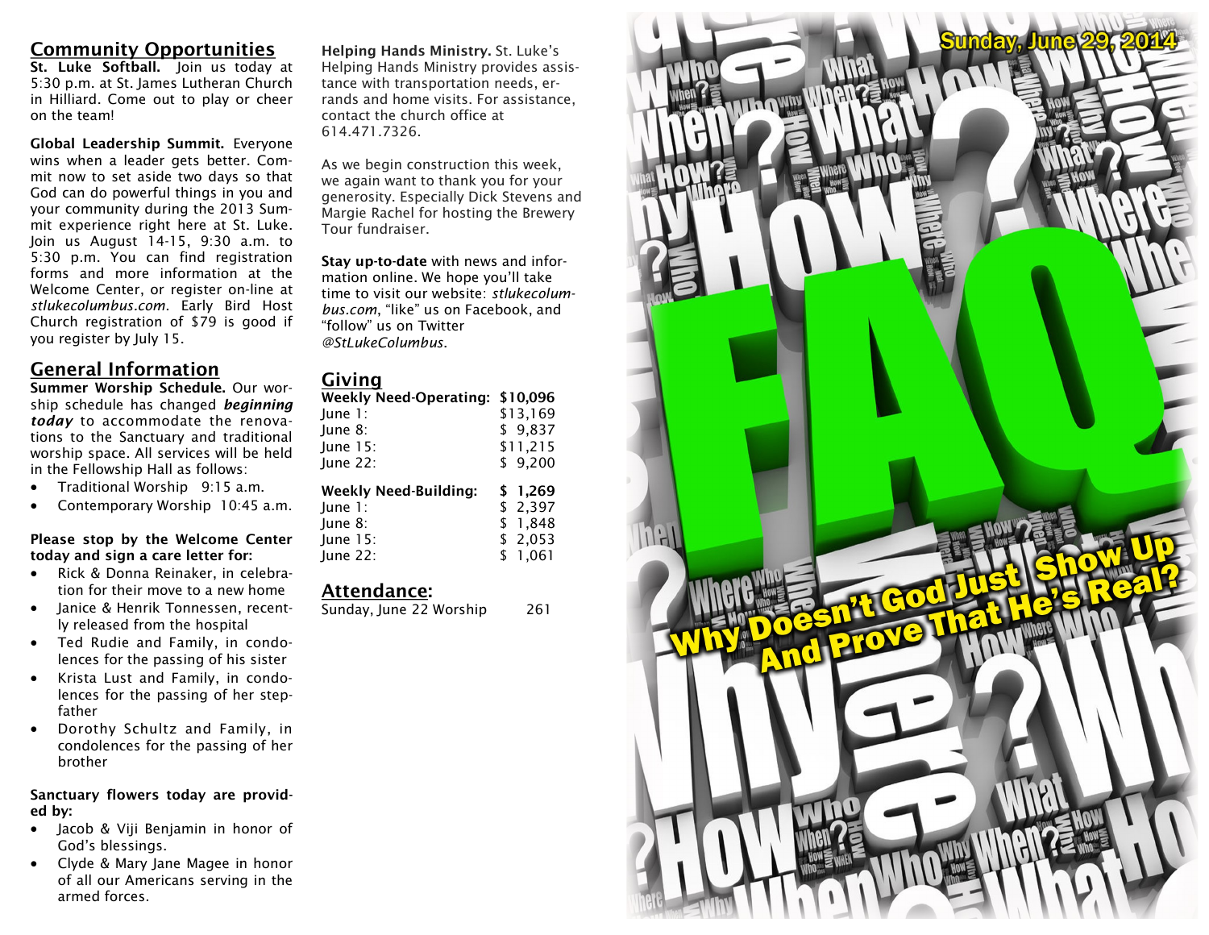## Community Opportunities

**St. Luke Softball.** Join us today at 5:30 p.m. at St. James Lutheran Church in Hilliard. Come out to play or cheer on the team!

**Global Leadership Summit.** Everyone wins when a leader gets better. Commit now to set aside two days so that God can do powerful things in you and your community during the 2013 Summit experience right here at St. Luke. Join us August 14-15, 9:30 a.m. to 5:30 p.m. You can find registration forms and more information at the Welcome Center, or register on-line at *stlukecolumbus.com*. Early Bird Host Church registration of $79 is good if you register by July 15.

## General Information

**Summer Worship Schedule.** Our worship schedule has changed ***beginning today*** to accommodate the renovations to the Sanctuary and traditional worship space. All services will be held in the Fellowship Hall as follows:

- Traditional Worship 9:15 a.m.
- Contemporary Worship 10:45 a.m.

**Please stop by the Welcome Center today and sign a care letter for:**

- Rick & Donna Reinaker, in celebration for their move to a new home
- Janice & Henrik Tonnessen, recently released from the hospital
- Ted Rudie and Family, in condolences for the passing of his sister
- Krista Lust and Family, in condolences for the passing of her step-father
- Dorothy Schultz and Family, in condolences for the passing of her brother

**Sanctuary flowers today are provided by:**

- Jacob & Viji Benjamin in honor of God's blessings.
- Clyde & Mary Jane Magee in honor of all our Americans serving in the armed forces.

**Helping Hands Ministry.** St. Luke's Helping Hands Ministry provides assistance with transportation needs, errands and home visits. For assistance, contact the church office at 614.471.7326.

As we begin construction this week, we again want to thank you for your generosity. Especially Dick Stevens and Margie Rachel for hosting the Brewery Tour fundraiser.

**Stay up-to-date** with news and information online. We hope you'll take time to visit our website: *stlukecolumbus.com*, "like" us on Facebook, and "follow" us on Twitter *@StLukeColumbus*.

## Giving

| **Weekly Need-Operating:** | **$10,096** |
|---|---|
| June 1: | $13,169 |
| June 8: | $ 9,837 |
| June 15: | $11,215 |
| June 22: | $ 9,200 |

| **Weekly Need-Building:** | **$ 1,269** |
|---|---|
| June 1: | $ 2,397 |
| June 8: | $ 1,848 |
| June 15: | $ 2,053 |
| June 22: | $ 1,061 |

## Attendance:

Sunday, June 22 Worship 261

Sunday, June 29, 2014

# FAQ

## Why Doesn't God Just Show Up And Prove That He's Real?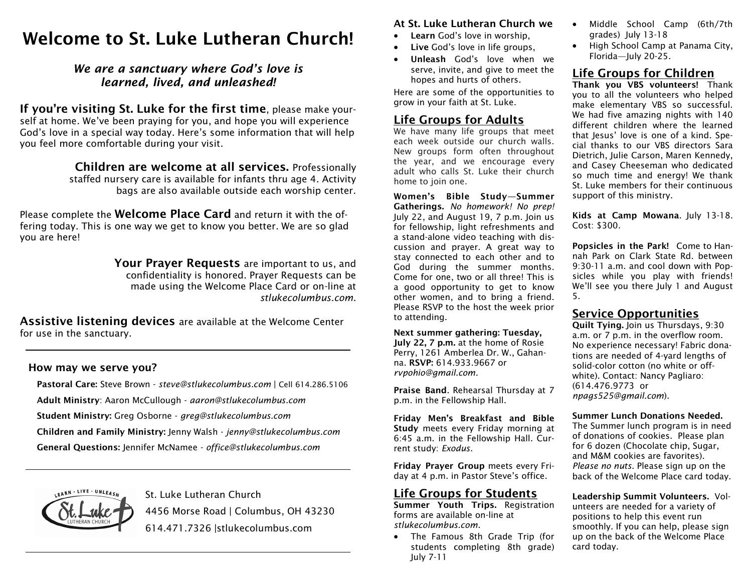# Welcome to St. Luke Lutheran Church!

### *We are a sanctuary where God's love is learned, lived, and unleashed!*

**If you're visiting St. Luke for the first time**, please make yourself at home. We've been praying for you, and hope you will experience God's love in a special way today. Here's some information that will help you feel more comfortable during your visit.

**Children are welcome at all services.** Professionally staffed nursery care is available for infants thru age 4. Activity bags are also available outside each worship center.

Please complete the **Welcome Place Card** and return it with the offering today. This is one way we get to know you better. We are so glad you are here!

**Your Prayer Requests** are important to us, and confidentiality is honored. Prayer Requests can be made using the Welcome Place Card or on-line at *stlukecolumbus.com*.

**Assistive listening devices** are available at the Welcome Center for use in the sanctuary.

---

**How may we serve you?**

**Pastoral Care:** Steve Brown - *steve@stlukecolumbus.com* | Cell 614.286.5106

**Adult Ministry**: Aaron McCullough - *aaron@stlukecolumbus.com*

**Student Ministry:** Greg Osborne - *greg@stlukecolumbus.com*

**Children and Family Ministry:** Jenny Walsh - *jenny@stlukecolumbus.com*

**General Questions:** Jennifer McNamee - *office@stlukecolumbus.com*

---

LEARN · LIVE · UNLEASH St. Luke LUTHERAN CHURCH

St. Luke Lutheran Church
4456 Morse Road | Columbus, OH 43230
614.471.7326 |stlukecolumbus.com

---

**At St. Luke Lutheran Church we**

- **Learn** God's love in worship,
- **Live** God's love in life groups,
- **Unleash** God's love when we serve, invite, and give to meet the hopes and hurts of others.

Here are some of the opportunities to grow in your faith at St. Luke.

## Life Groups for Adults

We have many life groups that meet each week outside our church walls. New groups form often throughout the year, and we encourage every adult who calls St. Luke their church home to join one.

**Women's Bible Study—Summer Gatherings.** *No homework! No prep!* July 22, and August 19, 7 p.m. Join us for fellowship, light refreshments and a stand-alone video teaching with discussion and prayer. A great way to stay connected to each other and to God during the summer months. Come for one, two or all three! This is a good opportunity to get to know other women, and to bring a friend. Please RSVP to the host the week prior to attending.

**Next summer gathering: Tuesday, July 22, 7 p.m.** at the home of Rosie Perry, 1261 Amberlea Dr. W., Gahanna. **RSVP:** 614.933.9667 or *rvpohio@gmail.com*.

**Praise Band**. Rehearsal Thursday at 7 p.m. in the Fellowship Hall.

**Friday Men's Breakfast and Bible Study** meets every Friday morning at 6:45 a.m. in the Fellowship Hall. Current study: *Exodus.*

**Friday Prayer Group** meets every Friday at 4 p.m. in Pastor Steve's office.

## Life Groups for Students

**Summer Youth Trips.** Registration forms are available on-line at *stlukecolumbus.com.*

- The Famous 8th Grade Trip (for students completing 8th grade) July 7-11
- Middle School Camp (6th/7th grades) July 13-18
- High School Camp at Panama City, Florida—July 20-25.

## Life Groups for Children

**Thank you VBS volunteers!** Thank you to all the volunteers who helped make elementary VBS so successful. We had five amazing nights with 140 different children where the learned that Jesus' love is one of a kind. Special thanks to our VBS directors Sara Dietrich, Julie Carson, Maren Kennedy, and Casey Cheeseman who dedicated so much time and energy! We thank St. Luke members for their continuous support of this ministry.

**Kids at Camp Mowana**. July 13-18. Cost: $300.

**Popsicles in the Park!** Come to Hannah Park on Clark State Rd. between 9:30-11 a.m. and cool down with Popsicles while you play with friends! We'll see you there July 1 and August 5.

## Service Opportunities

**Quilt Tying.** Join us Thursdays, 9:30 a.m. or 7 p.m. in the overflow room. No experience necessary! Fabric donations are needed of 4-yard lengths of solid-color cotton (no white or off-white). Contact: Nancy Pagliaro: (614.476.9773 or *npags525@gmail.com*).

**Summer Lunch Donations Needed.** The Summer lunch program is in need of donations of cookies. Please plan for 6 dozen (Chocolate chip, Sugar, and M&M cookies are favorites). *Please no nuts*. Please sign up on the back of the Welcome Place card today.

**Leadership Summit Volunteers.** Volunteers are needed for a variety of positions to help this event run smoothly. If you can help, please sign up on the back of the Welcome Place card today.